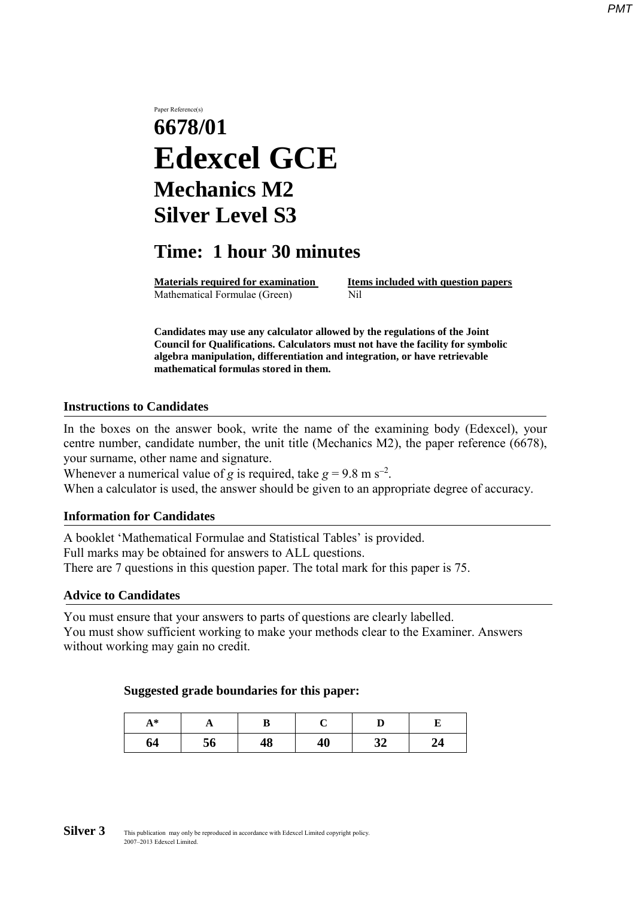Paper Reference(s)

# 6678/01

# Edexcel GCE

## Mechanics M2

## Silver Level S3

## Time: 1 hour 30 minutes

| Materials required for examination | Items included with question papers |
|---|---|
| Mathematical Formulae (Green) | Nil |

**Candidates may use any calculator allowed by the regulations of the Joint Council for Qualifications. Calculators must not have the facility for symbolic algebra manipulation, differentiation and integration, or have retrievable mathematical formulas stored in them.**

### Instructions to Candidates

In the boxes on the answer book, write the name of the examining body (Edexcel), your centre number, candidate number, the unit title (Mechanics M2), the paper reference (6678), your surname, other name and signature.
Whenever a numerical value of $g$ is required, take $g = 9.8 \text{ m s}^{-2}$.
When a calculator is used, the answer should be given to an appropriate degree of accuracy.

### Information for Candidates

A booklet 'Mathematical Formulae and Statistical Tables' is provided.
Full marks may be obtained for answers to ALL questions.
There are 7 questions in this question paper. The total mark for this paper is 75.

### Advice to Candidates

You must ensure that your answers to parts of questions are clearly labelled.
You must show sufficient working to make your methods clear to the Examiner. Answers without working may gain no credit.

**Suggested grade boundaries for this paper:**

| A* | A | B | C | D | E |
|---|---|---|---|---|---|
| 64 | 56 | 48 | 40 | 32 | 24 |

**Silver 3** This publication may only be reproduced in accordance with Edexcel Limited copyright policy. 2007–2013 Edexcel Limited.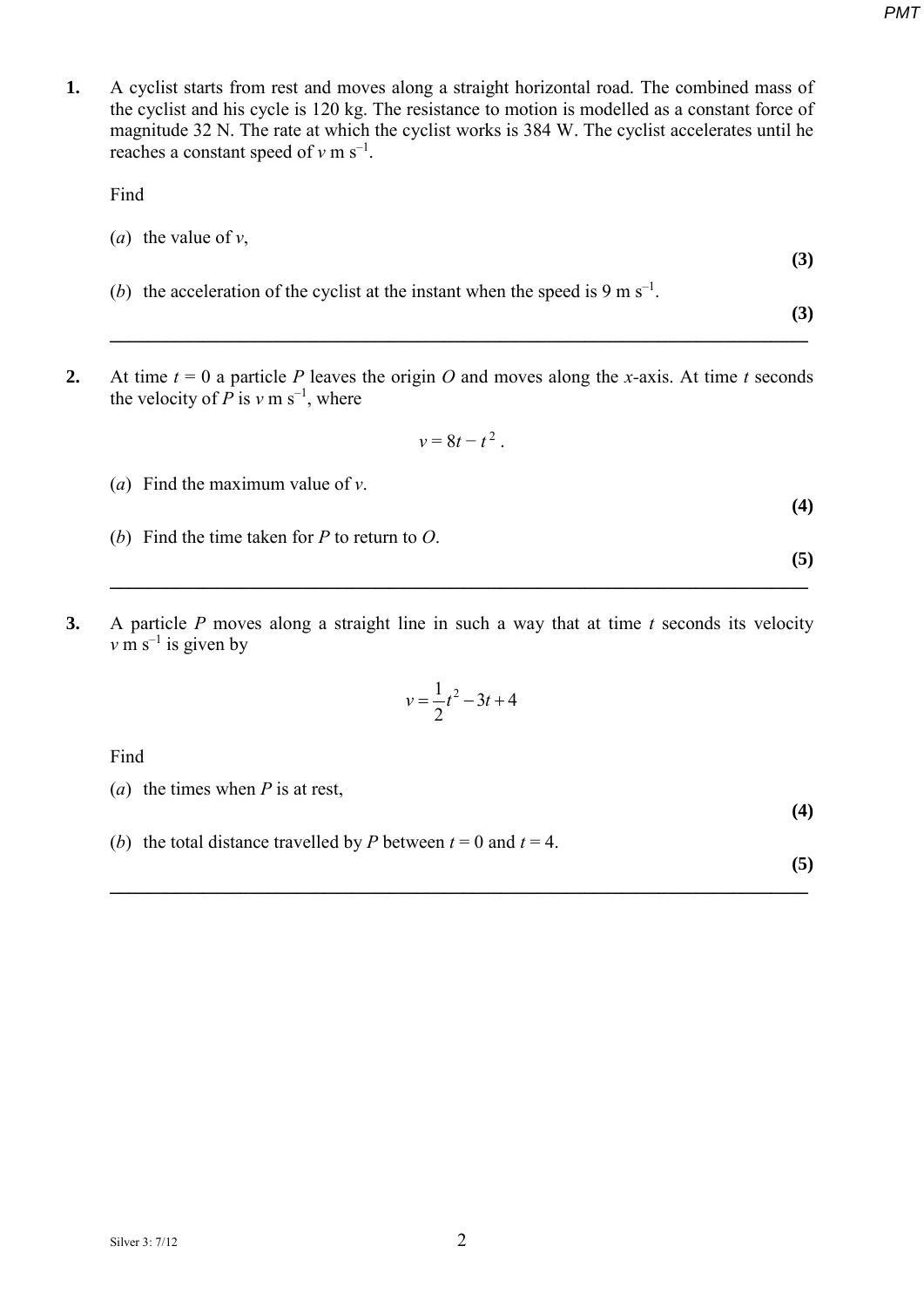**1.** A cyclist starts from rest and moves along a straight horizontal road. The combined mass of the cyclist and his cycle is 120 kg. The resistance to motion is modelled as a constant force of magnitude 32 N. The rate at which the cyclist works is 384 W. The cyclist accelerates until he reaches a constant speed of $v$ m s$^{-1}$.

Find

(*a*) the value of $v$,

**(3)**

(*b*) the acceleration of the cyclist at the instant when the speed is 9 m s$^{-1}$.

**(3)**

---

**2.** At time $t = 0$ a particle $P$ leaves the origin $O$ and moves along the $x$-axis. At time $t$ seconds the velocity of $P$ is $v$ m s$^{-1}$, where

$$v = 8t - t^2 .$$

(*a*) Find the maximum value of $v$.

**(4)**

(*b*) Find the time taken for $P$ to return to $O$.

**(5)**

---

**3.** A particle $P$ moves along a straight line in such a way that at time $t$ seconds its velocity $v$ m s$^{-1}$ is given by

$$v = \frac{1}{2}t^2 - 3t + 4$$

Find

(*a*) the times when $P$ is at rest,

**(4)**

(*b*) the total distance travelled by $P$ between $t = 0$ and $t = 4$.

**(5)**

---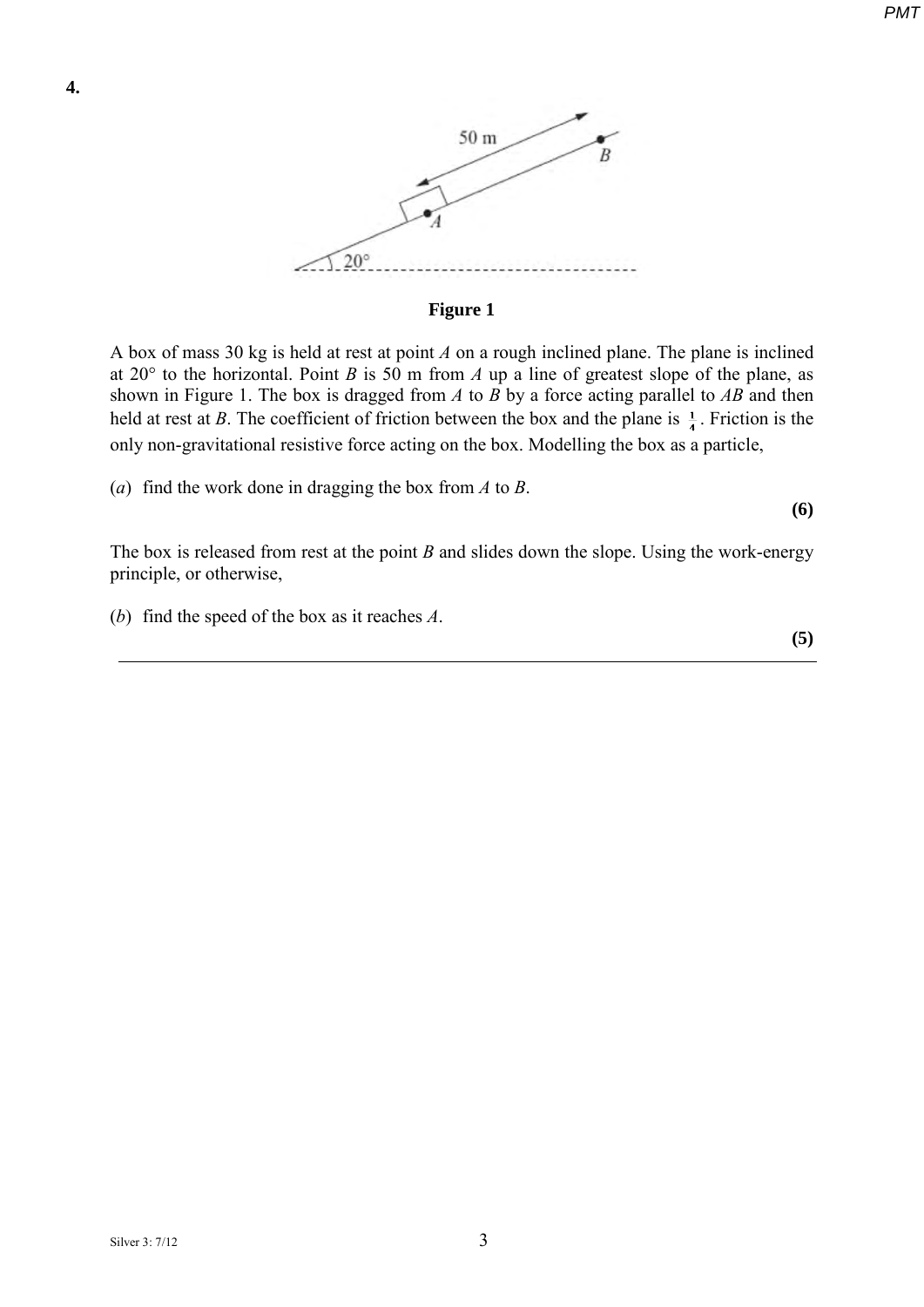**4.**

**Figure 1**

A box of mass 30 kg is held at rest at point $A$ on a rough inclined plane. The plane is inclined at 20° to the horizontal. Point $B$ is 50 m from $A$ up a line of greatest slope of the plane, as shown in Figure 1. The box is dragged from $A$ to $B$ by a force acting parallel to $AB$ and then held at rest at $B$. The coefficient of friction between the box and the plane is $\frac{1}{4}$. Friction is the only non-gravitational resistive force acting on the box. Modelling the box as a particle,

(*a*) find the work done in dragging the box from $A$ to $B$.

**(6)**

The box is released from rest at the point $B$ and slides down the slope. Using the work-energy principle, or otherwise,

(*b*) find the speed of the box as it reaches $A$.

**(5)**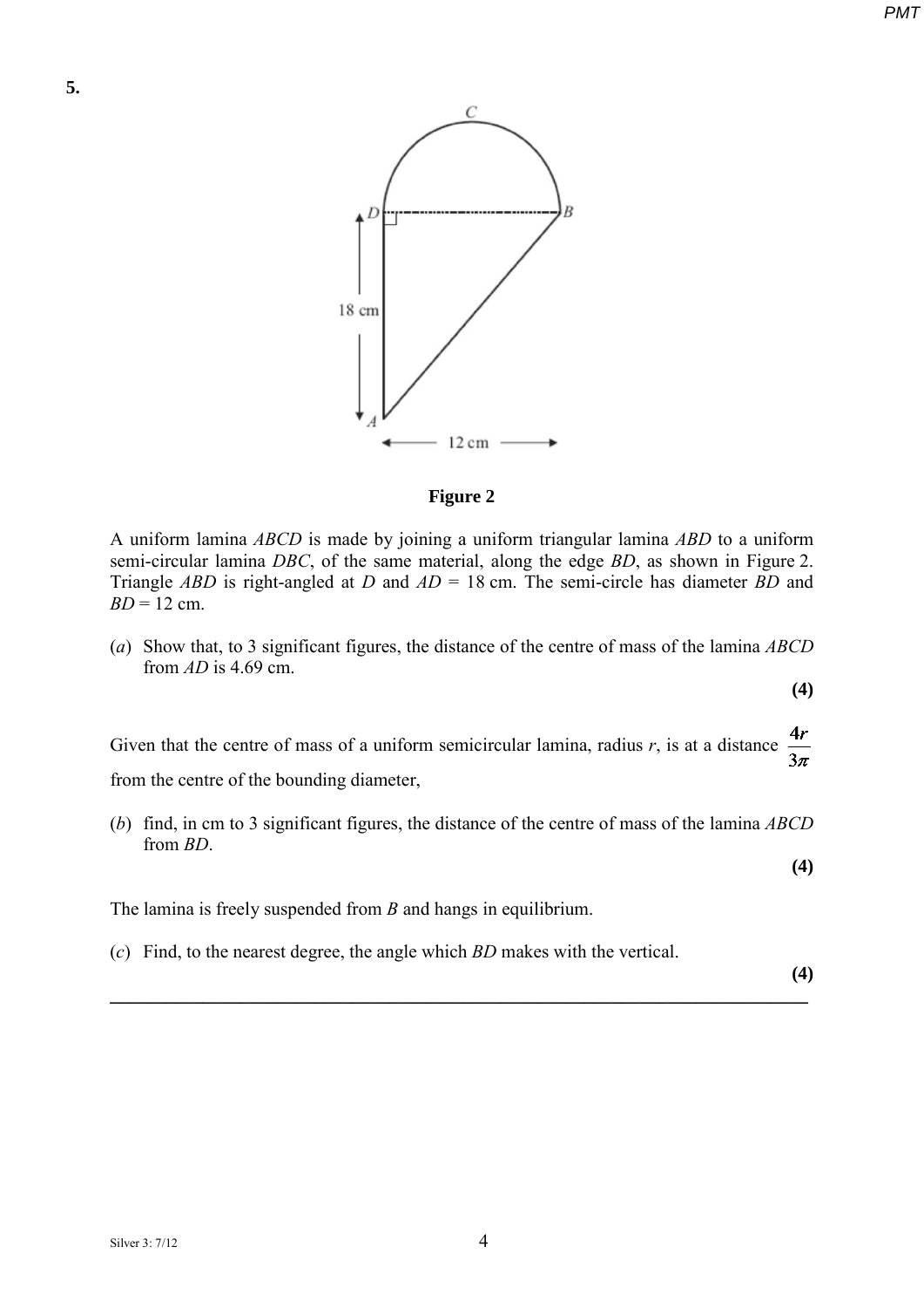**5.**

**Figure 2**

A uniform lamina *ABCD* is made by joining a uniform triangular lamina *ABD* to a uniform semi-circular lamina *DBC*, of the same material, along the edge *BD*, as shown in Figure 2. Triangle *ABD* is right-angled at *D* and *AD* = 18 cm. The semi-circle has diameter *BD* and *BD* = 12 cm.

(*a*) Show that, to 3 significant figures, the distance of the centre of mass of the lamina *ABCD* from *AD* is 4.69 cm.

**(4)**

Given that the centre of mass of a uniform semicircular lamina, radius *r*, is at a distance $\frac{4r}{3\pi}$ from the centre of the bounding diameter,

(*b*) find, in cm to 3 significant figures, the distance of the centre of mass of the lamina *ABCD* from *BD*.

**(4)**

The lamina is freely suspended from *B* and hangs in equilibrium.

(*c*) Find, to the nearest degree, the angle which *BD* makes with the vertical.

**(4)**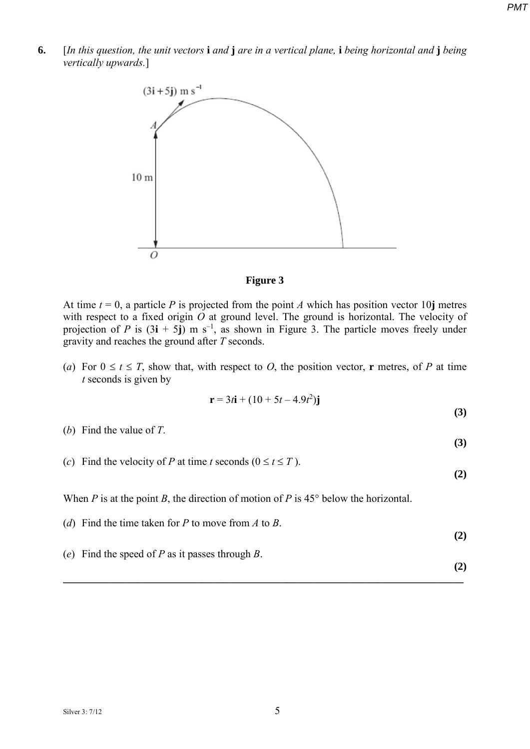**6.** [*In this question, the unit vectors* **i** *and* **j** *are in a vertical plane,* **i** *being horizontal and* **j** *being vertically upwards.*]

**Figure 3**

At time $t = 0$, a particle $P$ is projected from the point $A$ which has position vector $10\mathbf{j}$ metres with respect to a fixed origin $O$ at ground level. The ground is horizontal. The velocity of projection of $P$ is $(3\mathbf{i} + 5\mathbf{j})$ m s$^{-1}$, as shown in Figure 3. The particle moves freely under gravity and reaches the ground after $T$ seconds.

(*a*) For $0 \leq t \leq T$, show that, with respect to $O$, the position vector, $\mathbf{r}$ metres, of $P$ at time $t$ seconds is given by

$$\mathbf{r} = 3t\mathbf{i} + (10 + 5t - 4.9t^2)\mathbf{j}$$

**(3)**

(*b*) Find the value of $T$.

**(3)**

(*c*) Find the velocity of $P$ at time $t$ seconds ($0 \leq t \leq T$).

**(2)**

When $P$ is at the point $B$, the direction of motion of $P$ is 45° below the horizontal.

(*d*) Find the time taken for $P$ to move from $A$ to $B$.

**(2)**

(*e*) Find the speed of $P$ as it passes through $B$.

**(2)**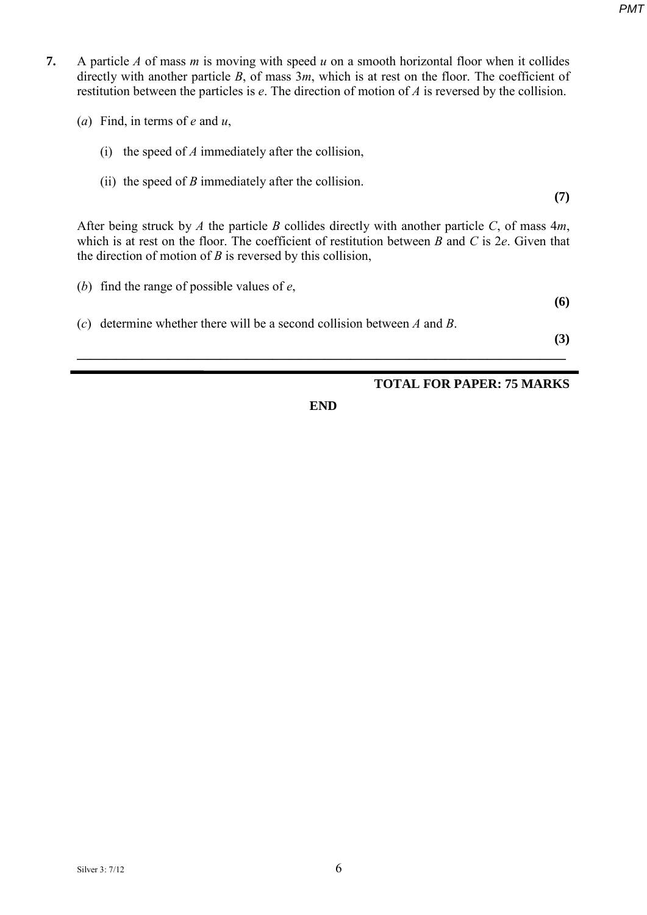**7.** A particle $A$ of mass $m$ is moving with speed $u$ on a smooth horizontal floor when it collides directly with another particle $B$, of mass $3m$, which is at rest on the floor. The coefficient of restitution between the particles is $e$. The direction of motion of $A$ is reversed by the collision.

(*a*) Find, in terms of $e$ and $u$,

(i) the speed of $A$ immediately after the collision,

(ii) the speed of $B$ immediately after the collision.

**(7)**

After being struck by $A$ the particle $B$ collides directly with another particle $C$, of mass $4m$, which is at rest on the floor. The coefficient of restitution between $B$ and $C$ is $2e$. Given that the direction of motion of $B$ is reversed by this collision,

(*b*) find the range of possible values of $e$,

**(6)**

(*c*) determine whether there will be a second collision between $A$ and $B$.

**(3)**

---

**TOTAL FOR PAPER: 75 MARKS**

**END**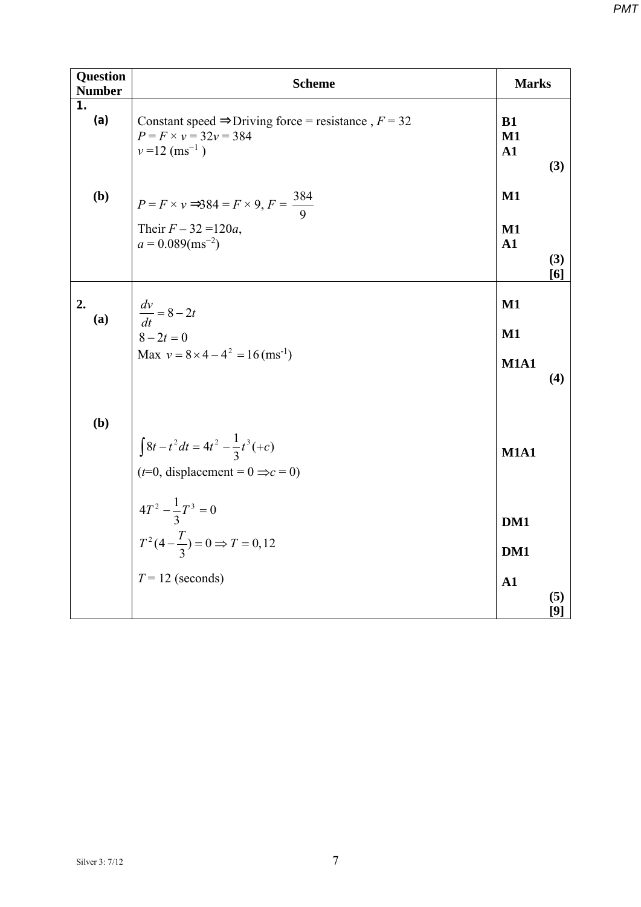| Question Number | Scheme | Marks |
|---|---|---|
| **1.** | | |
| **(a)** | Constant speed ⇒ Driving force = resistance , $F = 32$ | **B1** |
| | $P = F \times v = 32v = 384$ | **M1** |
| | $v = 12$ ($\text{ms}^{-1}$ ) | **A1** |
| | | **(3)** |
| **(b)** | $P = F \times v \Rightarrow 384 = F \times 9$, $F = \dfrac{384}{9}$ | **M1** |
| | Their $F - 32 = 120a$, | **M1** |
| | $a = 0.089(\text{ms}^{-2})$ | **A1** |
| | | **(3)** |
| | | **[6]** |
| **2.** | | |
| **(a)** | $\dfrac{dv}{dt} = 8 - 2t$ | **M1** |
| | $8 - 2t = 0$ | **M1** |
| | Max $v = 8 \times 4 - 4^2 = 16\,(\text{ms}^{-1})$ | **M1A1** |
| | | **(4)** |
| **(b)** | $\int 8t - t^2\, dt = 4t^2 - \dfrac{1}{3}t^3 (+c)$ | **M1A1** |
| | ($t$=0, displacement = 0 $\Rightarrow c = 0$) | |
| | $4T^2 - \dfrac{1}{3}T^3 = 0$ | **DM1** |
| | $T^2(4 - \dfrac{T}{3}) = 0 \Rightarrow T = 0, 12$ | **DM1** |
| | $T = 12$ (seconds) | **A1** |
| | | **(5)** |
| | | **[9]** |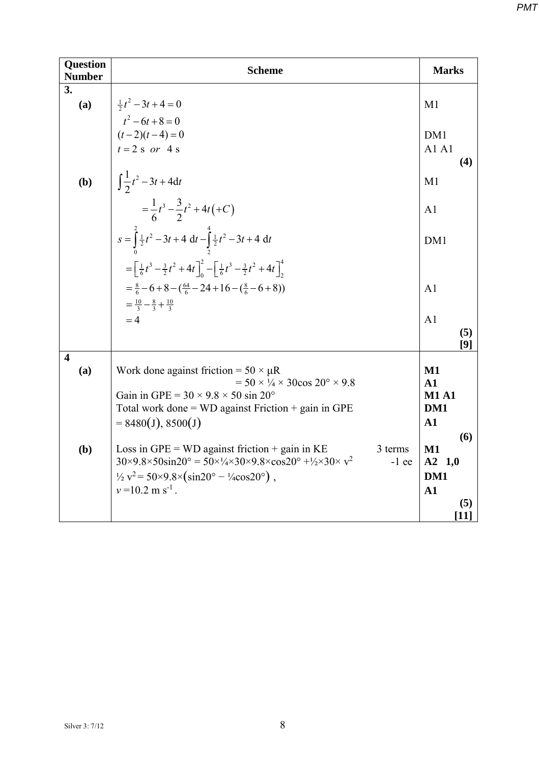| Question Number | Scheme | Marks |
|---|---|---|
| **3.** | | |
| **(a)** | $\frac{1}{2}t^2 - 3t + 4 = 0$ | M1 |
| | $t^2 - 6t + 8 = 0$ | |
| | $(t-2)(t-4) = 0$ | DM1 |
| | $t = 2$ s *or* 4 s | A1 A1 |
| | | **(4)** |
| **(b)** | $\int \frac{1}{2}t^2 - 3t + 4\mathrm{d}t$ | M1 |
| | $= \frac{1}{6}t^3 - \frac{3}{2}t^2 + 4t(+C)$ | A1 |
| | $s = \int_0^2 \frac{1}{2}t^2 - 3t + 4 \mathrm{~d}t - \int_2^4 \frac{1}{2}t^2 - 3t + 4 \mathrm{~d}t$ | DM1 |
| | $= \left[\frac{1}{6}t^3 - \frac{3}{2}t^2 + 4t\right]_0^2 - \left[\frac{1}{6}t^3 - \frac{3}{2}t^2 + 4t\right]_2^4$ | |
| | $= \frac{8}{6} - 6 + 8 - (\frac{64}{6} - 24 + 16 - (\frac{8}{6} - 6 + 8))$ | A1 |
| | $= \frac{10}{3} - \frac{8}{3} + \frac{10}{3}$ | |
| | $= 4$ | A1 |
| | | **(5)** |
| | | **[9]** |
| **4** | | |
| **(a)** | Work done against friction = 50 × μR | **M1** |
| | = 50 × ¼ × 30cos 20° × 9.8 | **A1** |
| | Gain in GPE = 30 × 9.8 × 50 sin 20° | **M1 A1** |
| | Total work done = WD against Friction + gain in GPE | **DM1** |
| | = 8480(J), 8500(J) | **A1** |
| | | **(6)** |
| **(b)** | Loss in GPE = WD against friction + gain in KE  3 terms | **M1** |
| | 30×9.8×50sin20° = 50×¼×30×9.8×cos20° +½×30× $v^2$  -1 ee | **A2 1,0** |
| | ½ $v^2$ = 50×9.8×(sin20° − ¼cos20°) , | **DM1** |
| | $v$ =10.2 m $s^{-1}$. | **A1** |
| | | **(5)** |
| | | **[11]** |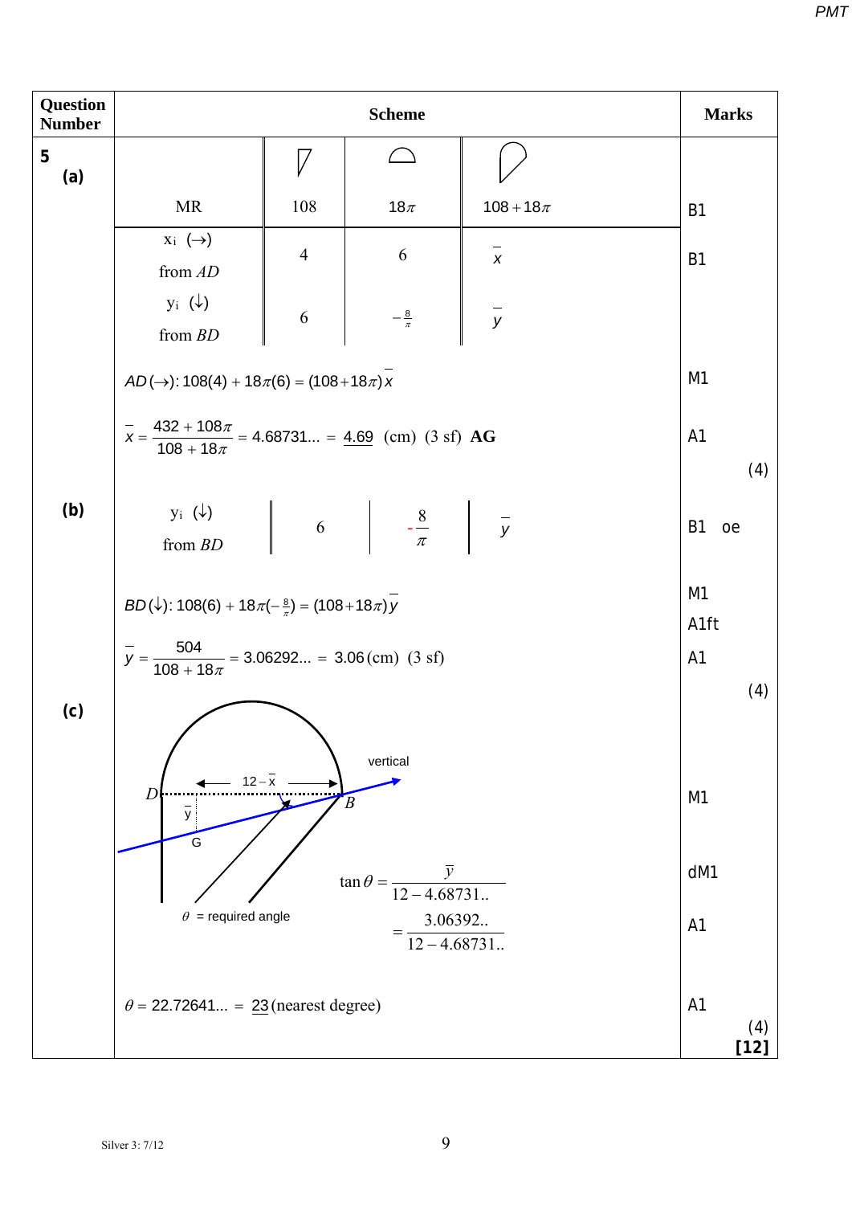| Question Number | Scheme | | | | Marks |
|---|---|---|---|---|---|
| **5** **(a)** | | (triangle) | (semicircle) | (combined shape) | |
| | MR | 108 | $18\pi$ | $108+18\pi$ | B1 |
| | $x_i$ $(\rightarrow)$ from *AD* | 4 | 6 | $\bar{x}$ | B1 |
| | $y_i$ $(\downarrow)$ from *BD* | 6 | $-\frac{8}{\pi}$ | $\bar{y}$ | |
| | $AD(\rightarrow)$: $108(4)+18\pi(6)=(108+18\pi)\bar{x}$ | | | | M1 |
| | $\bar{x}=\dfrac{432+108\pi}{108+18\pi}=4.68731...=\underline{4.69}$ (cm) (3 sf) **AG** | | | | A1 |
| | | | | | (4) |
| **(b)** | $y_i$ $(\downarrow)$ from *BD* | 6 | $-\dfrac{8}{\pi}$ | $\bar{y}$ | B1 oe |
| | $BD(\downarrow)$: $108(6)+18\pi(-\frac{8}{\pi})=(108+18\pi)\bar{y}$ | | | | M1 A1ft |
| | $\bar{y}=\dfrac{504}{108+18\pi}=3.06292...=3.06$ (cm) (3 sf) | | | | A1 |
| | | | | | (4) |
| **(c)** | Diagram: D, B, G, $12-\bar{x}$, $\bar{y}$, vertical; $\theta$ = required angle | | | | M1 |
| | $\tan\theta=\dfrac{\bar{y}}{12-4.68731..}$ | | | | dM1 |
| | $=\dfrac{3.06392..}{12-4.68731..}$ | | | | A1 |
| | $\theta=22.72641...=\underline{23}$ (nearest degree) | | | | A1 |
| | | | | | (4) **[12]** |

Silver 3: 7/12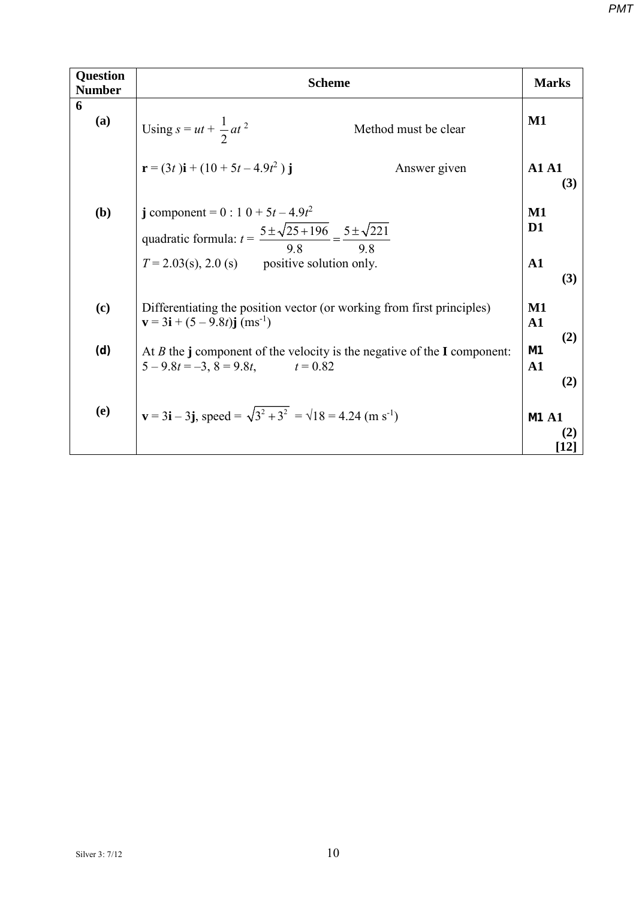| Question Number | Scheme | | Marks |
|---|---|---|---|
| **6** | | | |
| **(a)** | Using $s = ut + \frac{1}{2}at^2$ | Method must be clear | **M1** |
| | $\mathbf{r} = (3t)\mathbf{i} + (10 + 5t - 4.9t^2)\mathbf{j}$ | Answer given | **A1 A1** **(3)** |
| **(b)** | $\mathbf{j}$ component = 0 : 1 0 + 5$t$ – 4.9$t^2$ | | **M1** |
| | quadratic formula: $t = \dfrac{5 \pm \sqrt{25+196}}{9.8} = \dfrac{5 \pm \sqrt{221}}{9.8}$ | | **D1** |
| | $T$ = 2.03(s), 2.0 (s) positive solution only. | | **A1** **(3)** |
| **(c)** | Differentiating the position vector (or working from first principles) | | **M1** |
| | $\mathbf{v} = 3\mathbf{i} + (5 - 9.8t)\mathbf{j}$ (ms$^{-1}$) | | **A1** **(2)** |
| **(d)** | At $B$ the $\mathbf{j}$ component of the velocity is the negative of the **I** component: | | **M1** |
| | $5 - 9.8t = -3$, $8 = 9.8t$, $t = 0.82$ | | **A1** **(2)** |
| **(e)** | $\mathbf{v} = 3\mathbf{i} - 3\mathbf{j}$, speed = $\sqrt{3^2 + 3^2} = \sqrt{18} = 4.24$ (m s$^{-1}$) | | **M1 A1** **(2)** **[12]** |

Silver 3: 7/12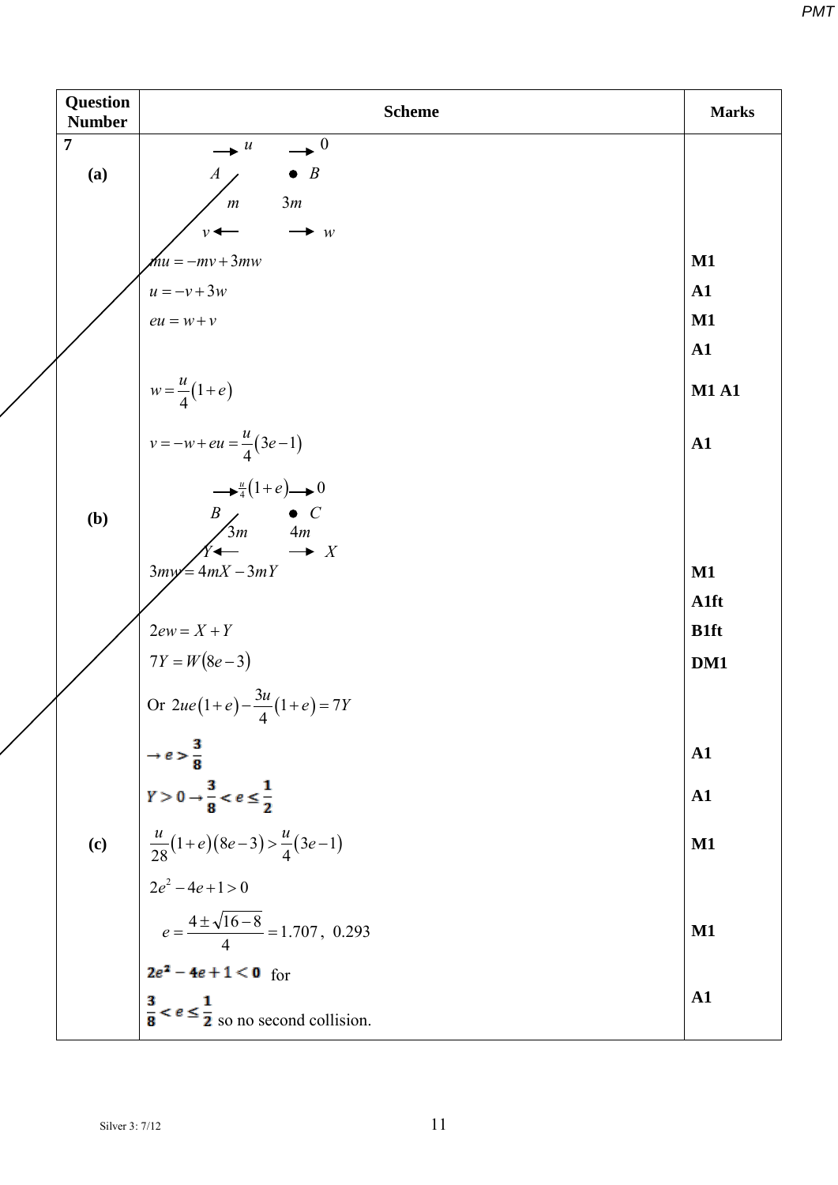| Question Number | Scheme | Marks |
|---|---|---|
| 7 | $\rightarrow u \quad\quad \rightarrow 0$ | |
| (a) | $A \quad\quad \bullet\, B$ | |
| | $m \quad\quad 3m$ | |
| | $v \leftarrow \quad\quad \rightarrow w$ | |
| | $mu = -mv + 3mw$ | M1 |
| | $u = -v + 3w$ | A1 |
| | $eu = w + v$ | M1 |
| | | A1 |
| | $w = \frac{u}{4}(1+e)$ | M1 A1 |
| | $v = -w + eu = \frac{u}{4}(3e-1)$ | A1 |
| | $\rightarrow \frac{u}{4}(1+e) \quad \rightarrow 0$ | |
| (b) | $B \quad\quad \bullet\, C$ | |
| | $3m \quad\quad 4m$ | |
| | $Y \leftarrow \quad\quad \rightarrow X$ | |
| | $3mw = 4mX - 3mY$ | M1 |
| | | A1ft |
| | $2ew = X + Y$ | B1ft |
| | $7Y = W(8e-3)$ | DM1 |
| | Or $2ue(1+e) - \frac{3u}{4}(1+e) = 7Y$ | |
| | $\rightarrow e > \frac{3}{8}$ | A1 |
| | $Y > 0 \rightarrow \frac{3}{8} < e \leq \frac{1}{2}$ | A1 |
| (c) | $\frac{u}{28}(1+e)(8e-3) > \frac{u}{4}(3e-1)$ | M1 |
| | $2e^2 - 4e + 1 > 0$ | |
| | $e = \frac{4 \pm \sqrt{16-8}}{4} = 1.707,\ 0.293$ | M1 |
| | $2e^2 - 4e + 1 < 0$ for | |
| | $\frac{3}{8} < e \leq \frac{1}{2}$ so no second collision. | A1 |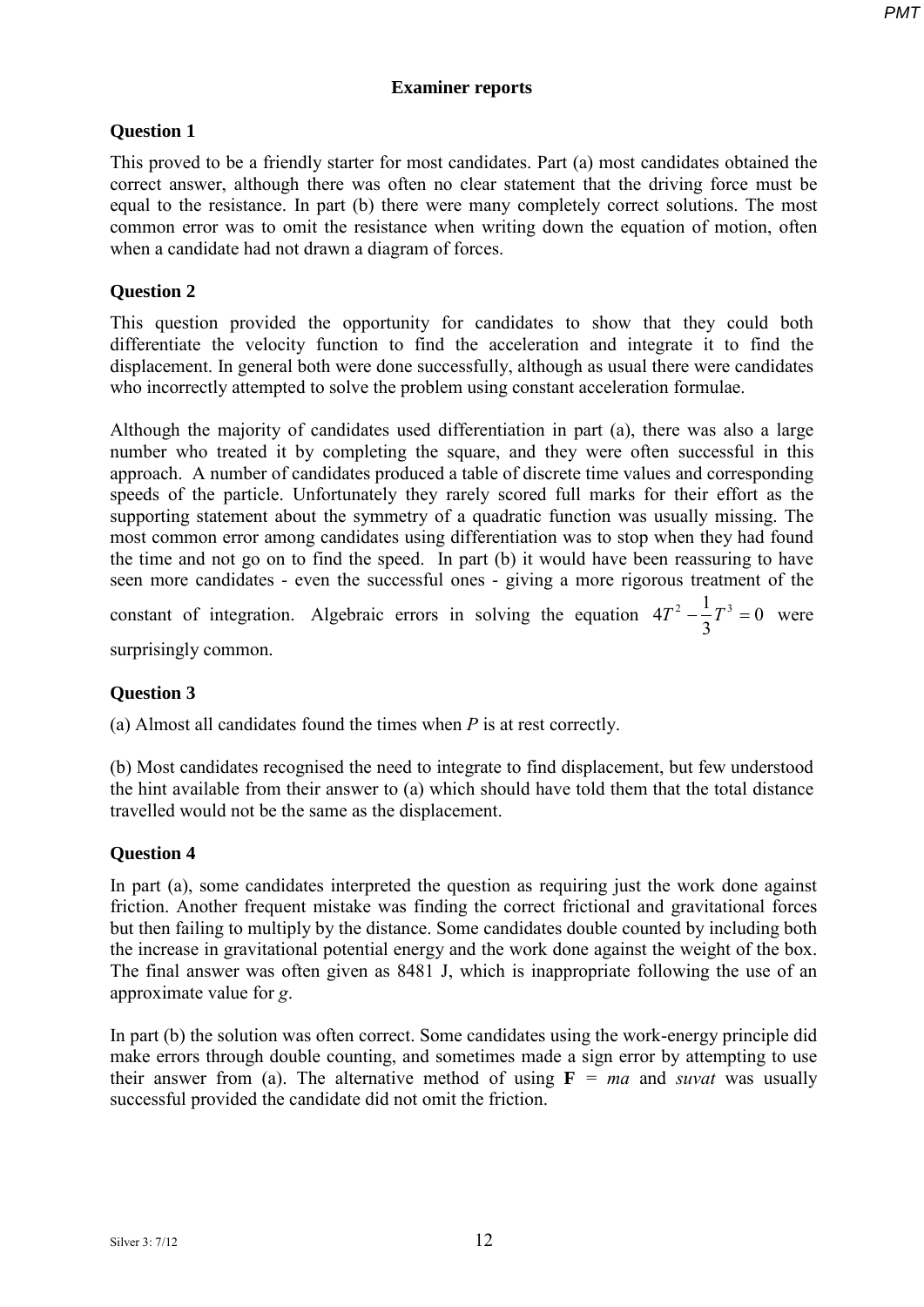# Examiner reports

## Question 1

This proved to be a friendly starter for most candidates. Part (a) most candidates obtained the correct answer, although there was often no clear statement that the driving force must be equal to the resistance. In part (b) there were many completely correct solutions. The most common error was to omit the resistance when writing down the equation of motion, often when a candidate had not drawn a diagram of forces.

## Question 2

This question provided the opportunity for candidates to show that they could both differentiate the velocity function to find the acceleration and integrate it to find the displacement. In general both were done successfully, although as usual there were candidates who incorrectly attempted to solve the problem using constant acceleration formulae.

Although the majority of candidates used differentiation in part (a), there was also a large number who treated it by completing the square, and they were often successful in this approach. A number of candidates produced a table of discrete time values and corresponding speeds of the particle. Unfortunately they rarely scored full marks for their effort as the supporting statement about the symmetry of a quadratic function was usually missing. The most common error among candidates using differentiation was to stop when they had found the time and not go on to find the speed. In part (b) it would have been reassuring to have seen more candidates - even the successful ones - giving a more rigorous treatment of the constant of integration. Algebraic errors in solving the equation $4T^2 - \frac{1}{3}T^3 = 0$ were surprisingly common.

## Question 3

(a) Almost all candidates found the times when $P$ is at rest correctly.

(b) Most candidates recognised the need to integrate to find displacement, but few understood the hint available from their answer to (a) which should have told them that the total distance travelled would not be the same as the displacement.

## Question 4

In part (a), some candidates interpreted the question as requiring just the work done against friction. Another frequent mistake was finding the correct frictional and gravitational forces but then failing to multiply by the distance. Some candidates double counted by including both the increase in gravitational potential energy and the work done against the weight of the box. The final answer was often given as 8481 J, which is inappropriate following the use of an approximate value for $g$.

In part (b) the solution was often correct. Some candidates using the work-energy principle did make errors through double counting, and sometimes made a sign error by attempting to use their answer from (a). The alternative method of using $\mathbf{F} = ma$ and *suvat* was usually successful provided the candidate did not omit the friction.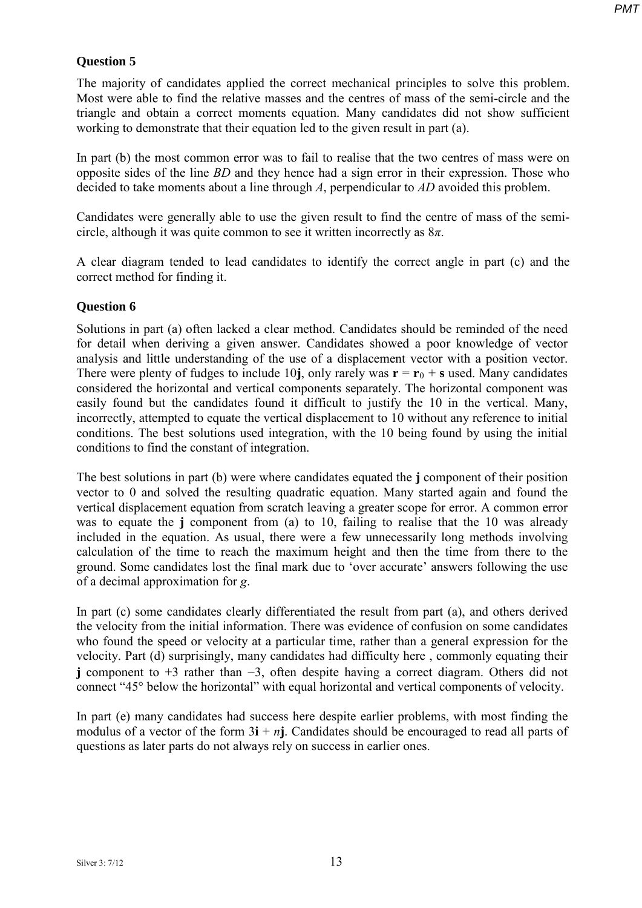## Question 5

The majority of candidates applied the correct mechanical principles to solve this problem. Most were able to find the relative masses and the centres of mass of the semi-circle and the triangle and obtain a correct moments equation. Many candidates did not show sufficient working to demonstrate that their equation led to the given result in part (a).

In part (b) the most common error was to fail to realise that the two centres of mass were on opposite sides of the line *BD* and they hence had a sign error in their expression. Those who decided to take moments about a line through *A*, perpendicular to *AD* avoided this problem.

Candidates were generally able to use the given result to find the centre of mass of the semi-circle, although it was quite common to see it written incorrectly as $8\pi$.

A clear diagram tended to lead candidates to identify the correct angle in part (c) and the correct method for finding it.

## Question 6

Solutions in part (a) often lacked a clear method. Candidates should be reminded of the need for detail when deriving a given answer. Candidates showed a poor knowledge of vector analysis and little understanding of the use of a displacement vector with a position vector. There were plenty of fudges to include $10\mathbf{j}$, only rarely was $\mathbf{r} = \mathbf{r}_0 + \mathbf{s}$ used. Many candidates considered the horizontal and vertical components separately. The horizontal component was easily found but the candidates found it difficult to justify the 10 in the vertical. Many, incorrectly, attempted to equate the vertical displacement to 10 without any reference to initial conditions. The best solutions used integration, with the 10 being found by using the initial conditions to find the constant of integration.

The best solutions in part (b) were where candidates equated the **j** component of their position vector to 0 and solved the resulting quadratic equation. Many started again and found the vertical displacement equation from scratch leaving a greater scope for error. A common error was to equate the **j** component from (a) to 10, failing to realise that the 10 was already included in the equation. As usual, there were a few unnecessarily long methods involving calculation of the time to reach the maximum height and then the time from there to the ground. Some candidates lost the final mark due to 'over accurate' answers following the use of a decimal approximation for *g*.

In part (c) some candidates clearly differentiated the result from part (a), and others derived the velocity from the initial information. There was evidence of confusion on some candidates who found the speed or velocity at a particular time, rather than a general expression for the velocity. Part (d) surprisingly, many candidates had difficulty here , commonly equating their **j** component to +3 rather than $-3$, often despite having a correct diagram. Others did not connect "45° below the horizontal" with equal horizontal and vertical components of velocity.

In part (e) many candidates had success here despite earlier problems, with most finding the modulus of a vector of the form $3\mathbf{i} + n\mathbf{j}$. Candidates should be encouraged to read all parts of questions as later parts do not always rely on success in earlier ones.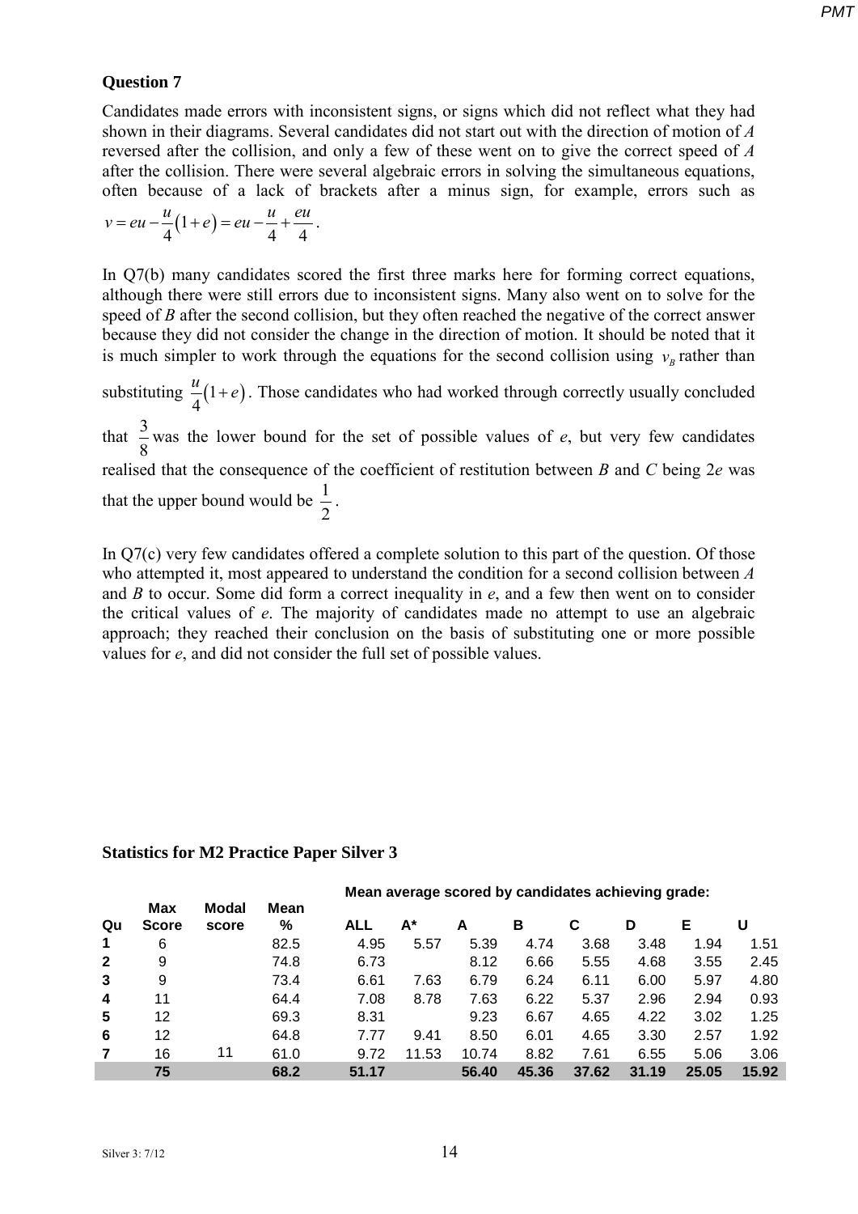**Question 7**

Candidates made errors with inconsistent signs, or signs which did not reflect what they had shown in their diagrams. Several candidates did not start out with the direction of motion of *A* reversed after the collision, and only a few of these went on to give the correct speed of *A* after the collision. There were several algebraic errors in solving the simultaneous equations, often because of a lack of brackets after a minus sign, for example, errors such as $v = eu - \frac{u}{4}(1+e) = eu - \frac{u}{4} + \frac{eu}{4}$.

In Q7(b) many candidates scored the first three marks here for forming correct equations, although there were still errors due to inconsistent signs. Many also went on to solve for the speed of *B* after the second collision, but they often reached the negative of the correct answer because they did not consider the change in the direction of motion. It should be noted that it is much simpler to work through the equations for the second collision using $v_B$ rather than substituting $\frac{u}{4}(1+e)$. Those candidates who had worked through correctly usually concluded that $\frac{3}{8}$ was the lower bound for the set of possible values of *e*, but very few candidates realised that the consequence of the coefficient of restitution between *B* and *C* being 2*e* was that the upper bound would be $\frac{1}{2}$.

In Q7(c) very few candidates offered a complete solution to this part of the question. Of those who attempted it, most appeared to understand the condition for a second collision between *A* and *B* to occur. Some did form a correct inequality in *e*, and a few then went on to consider the critical values of *e*. The majority of candidates made no attempt to use an algebraic approach; they reached their conclusion on the basis of substituting one or more possible values for *e*, and did not consider the full set of possible values.

**Statistics for M2 Practice Paper Silver 3**

| | | | | Mean average scored by candidates achieving grade: | | | | | | | |
|---|---|---|---|---|---|---|---|---|---|---|---|
| Qu | Max Score | Modal score | Mean % | ALL | A* | A | B | C | D | E | U |
| 1 | 6 | | 82.5 | 4.95 | 5.57 | 5.39 | 4.74 | 3.68 | 3.48 | 1.94 | 1.51 |
| 2 | 9 | | 74.8 | 6.73 | | 8.12 | 6.66 | 5.55 | 4.68 | 3.55 | 2.45 |
| 3 | 9 | | 73.4 | 6.61 | 7.63 | 6.79 | 6.24 | 6.11 | 6.00 | 5.97 | 4.80 |
| 4 | 11 | | 64.4 | 7.08 | 8.78 | 7.63 | 6.22 | 5.37 | 2.96 | 2.94 | 0.93 |
| 5 | 12 | | 69.3 | 8.31 | | 9.23 | 6.67 | 4.65 | 4.22 | 3.02 | 1.25 |
| 6 | 12 | | 64.8 | 7.77 | 9.41 | 8.50 | 6.01 | 4.65 | 3.30 | 2.57 | 1.92 |
| 7 | 16 | 11 | 61.0 | 9.72 | 11.53 | 10.74 | 8.82 | 7.61 | 6.55 | 5.06 | 3.06 |
| | **75** | | **68.2** | **51.17** | | **56.40** | **45.36** | **37.62** | **31.19** | **25.05** | **15.92** |

Silver 3: 7/12